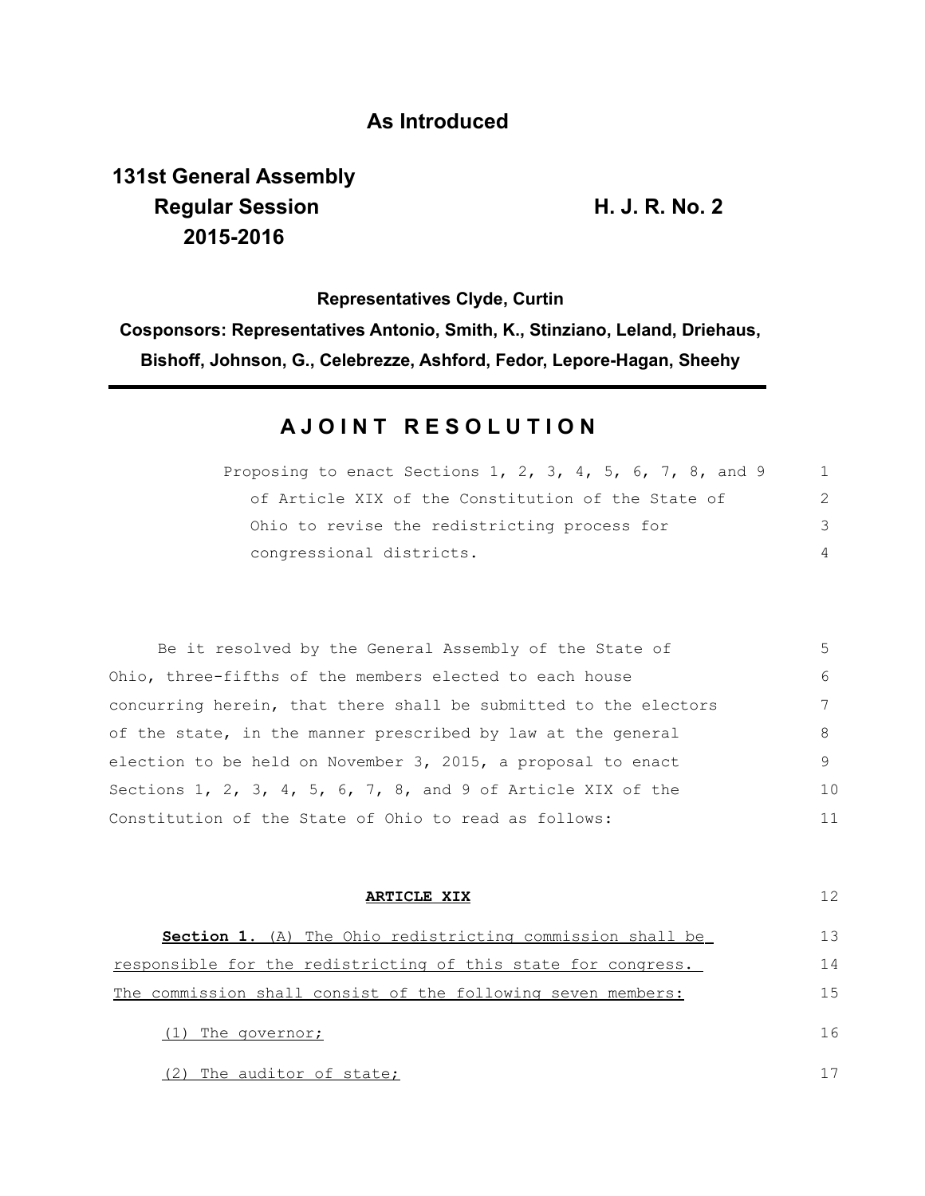# As Introduced

**131st General Assembly**
**Regular Session**
**2015-2016**

**H. J. R. No. 2**

**Representatives Clyde, Curtin**

**Cosponsors: Representatives Antonio, Smith, K., Stinziano, Leland, Driehaus, Bishoff, Johnson, G., Celebrezze, Ashford, Fedor, Lepore-Hagan, Sheehy**

---

## A JOINT RESOLUTION

Proposing to enact Sections 1, 2, 3, 4, 5, 6, 7, 8, and 9 of Article XIX of the Constitution of the State of Ohio to revise the redistricting process for congressional districts.

Be it resolved by the General Assembly of the State of Ohio, three-fifths of the members elected to each house concurring herein, that there shall be submitted to the electors of the state, in the manner prescribed by law at the general election to be held on November 3, 2015, a proposal to enact Sections 1, 2, 3, 4, 5, 6, 7, 8, and 9 of Article XIX of the Constitution of the State of Ohio to read as follows:

**ARTICLE XIX**

**Section 1.** (A) The Ohio redistricting commission shall be responsible for the redistricting of this state for congress. The commission shall consist of the following seven members:

(1) The governor;

(2) The auditor of state;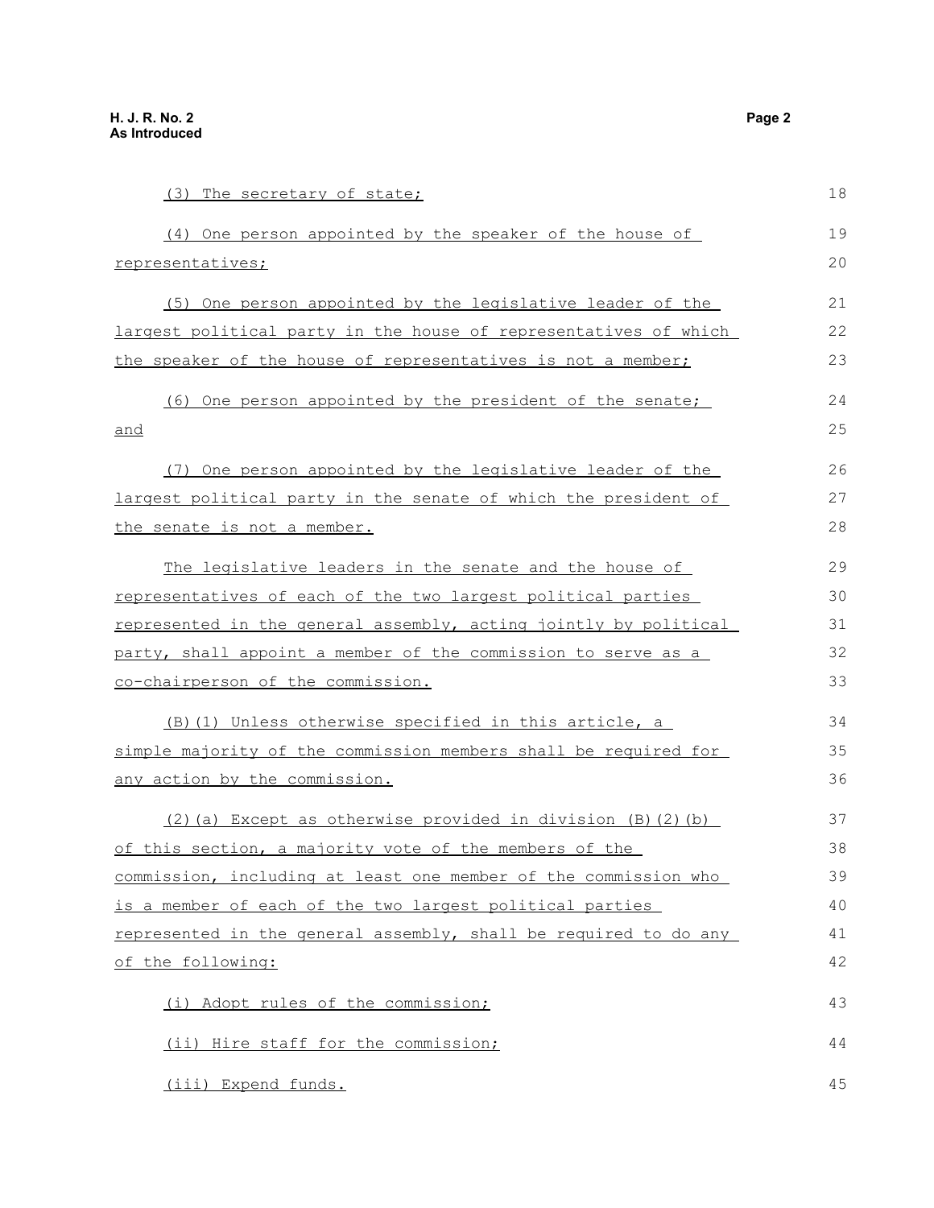(3) The secretary of state;

(4) One person appointed by the speaker of the house of representatives;

(5) One person appointed by the legislative leader of the largest political party in the house of representatives of which the speaker of the house of representatives is not a member;

(6) One person appointed by the president of the senate; and

(7) One person appointed by the legislative leader of the largest political party in the senate of which the president of the senate is not a member.

The legislative leaders in the senate and the house of representatives of each of the two largest political parties represented in the general assembly, acting jointly by political party, shall appoint a member of the commission to serve as a co-chairperson of the commission.

(B)(1) Unless otherwise specified in this article, a simple majority of the commission members shall be required for any action by the commission.

(2)(a) Except as otherwise provided in division (B)(2)(b) of this section, a majority vote of the members of the commission, including at least one member of the commission who is a member of each of the two largest political parties represented in the general assembly, shall be required to do any of the following:

(i) Adopt rules of the commission;

(ii) Hire staff for the commission;

(iii) Expend funds.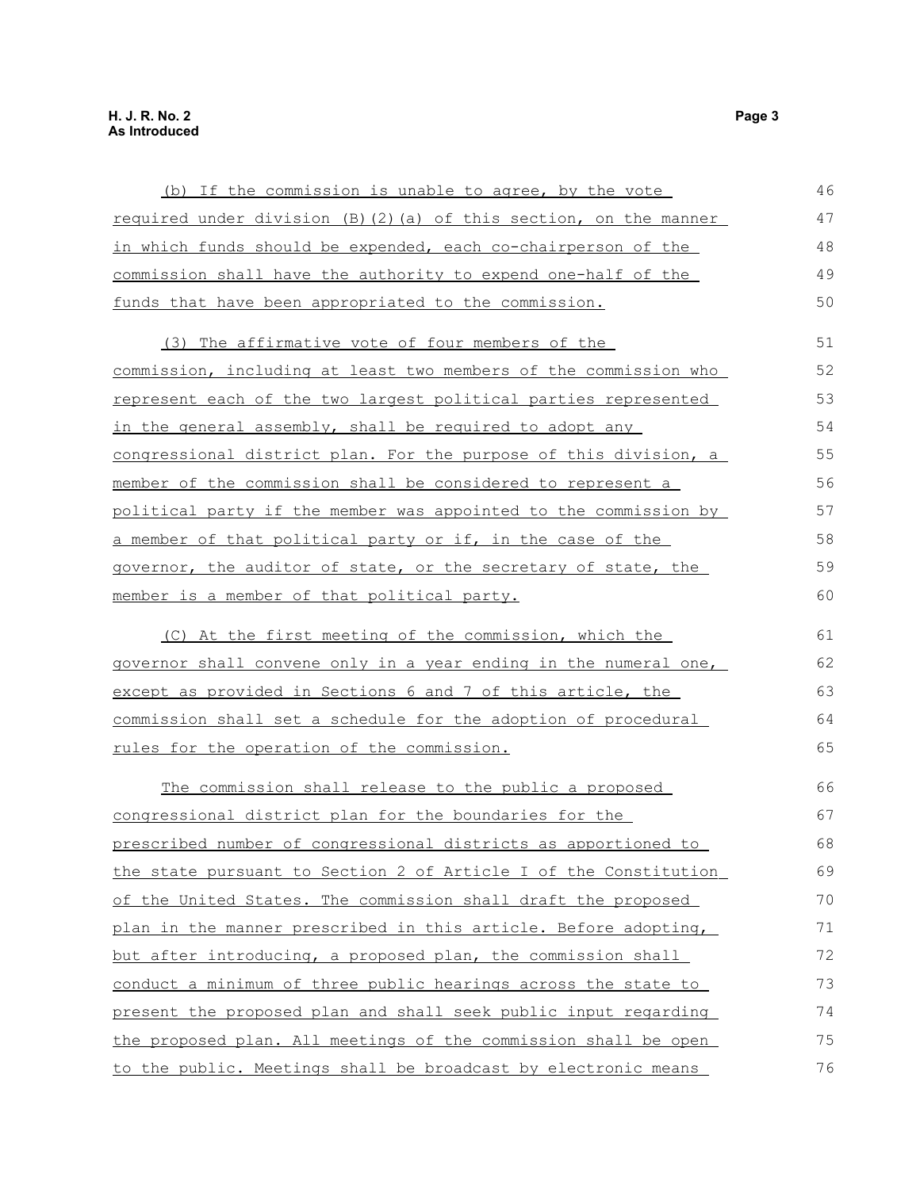(b) If the commission is unable to agree, by the vote required under division (B)(2)(a) of this section, on the manner in which funds should be expended, each co-chairperson of the commission shall have the authority to expend one-half of the funds that have been appropriated to the commission.

(3) The affirmative vote of four members of the commission, including at least two members of the commission who represent each of the two largest political parties represented in the general assembly, shall be required to adopt any congressional district plan. For the purpose of this division, a member of the commission shall be considered to represent a political party if the member was appointed to the commission by a member of that political party or if, in the case of the governor, the auditor of state, or the secretary of state, the member is a member of that political party.

(C) At the first meeting of the commission, which the governor shall convene only in a year ending in the numeral one, except as provided in Sections 6 and 7 of this article, the commission shall set a schedule for the adoption of procedural rules for the operation of the commission.

The commission shall release to the public a proposed congressional district plan for the boundaries for the prescribed number of congressional districts as apportioned to the state pursuant to Section 2 of Article I of the Constitution of the United States. The commission shall draft the proposed plan in the manner prescribed in this article. Before adopting, but after introducing, a proposed plan, the commission shall conduct a minimum of three public hearings across the state to present the proposed plan and shall seek public input regarding the proposed plan. All meetings of the commission shall be open to the public. Meetings shall be broadcast by electronic means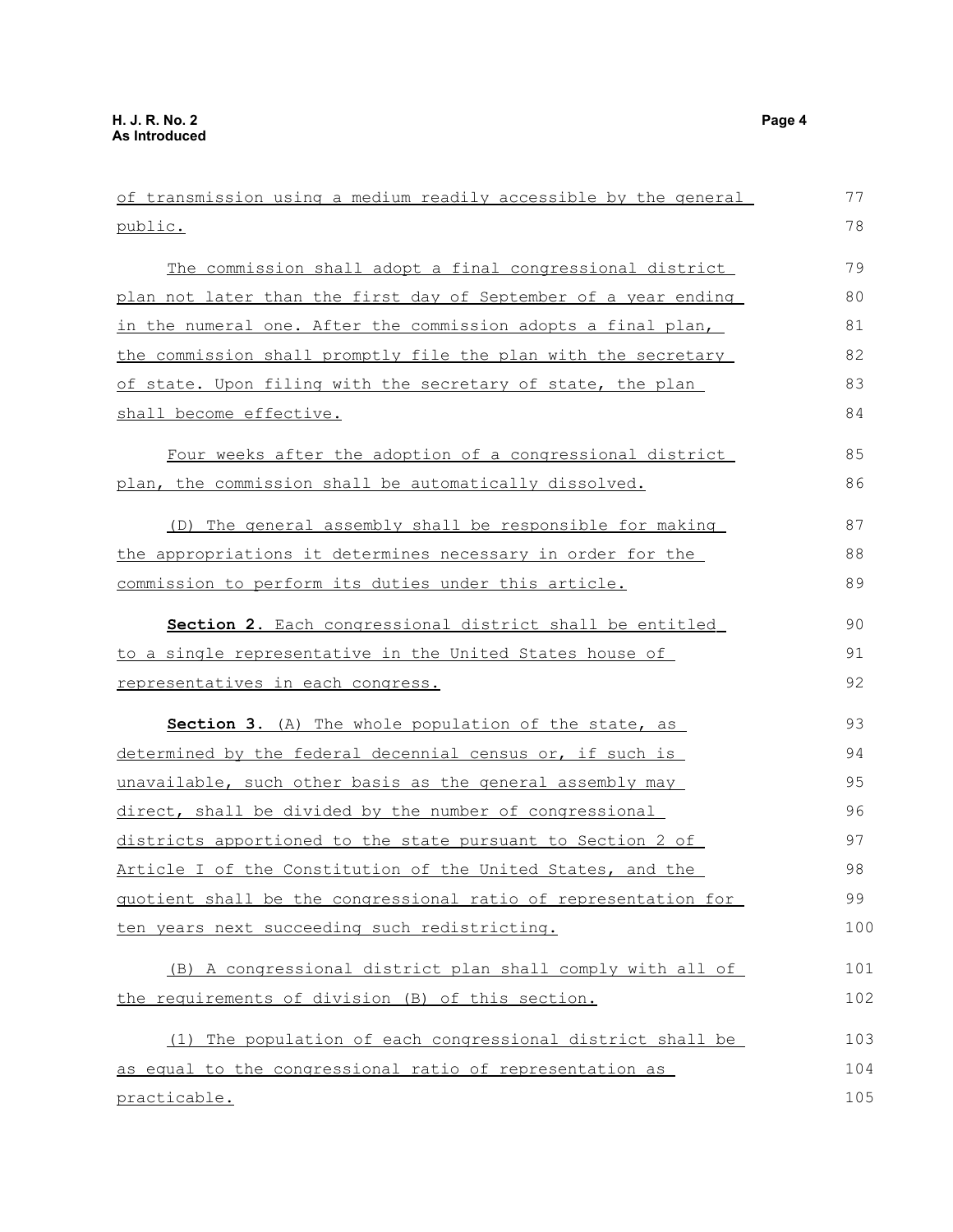of transmission using a medium readily accessible by the general public.

The commission shall adopt a final congressional district plan not later than the first day of September of a year ending in the numeral one. After the commission adopts a final plan, the commission shall promptly file the plan with the secretary of state. Upon filing with the secretary of state, the plan shall become effective.

Four weeks after the adoption of a congressional district plan, the commission shall be automatically dissolved.

(D) The general assembly shall be responsible for making the appropriations it determines necessary in order for the commission to perform its duties under this article.

**Section 2.** Each congressional district shall be entitled to a single representative in the United States house of representatives in each congress.

**Section 3.** (A) The whole population of the state, as determined by the federal decennial census or, if such is unavailable, such other basis as the general assembly may direct, shall be divided by the number of congressional districts apportioned to the state pursuant to Section 2 of Article I of the Constitution of the United States, and the quotient shall be the congressional ratio of representation for ten years next succeeding such redistricting.

(B) A congressional district plan shall comply with all of the requirements of division (B) of this section.

(1) The population of each congressional district shall be as equal to the congressional ratio of representation as practicable.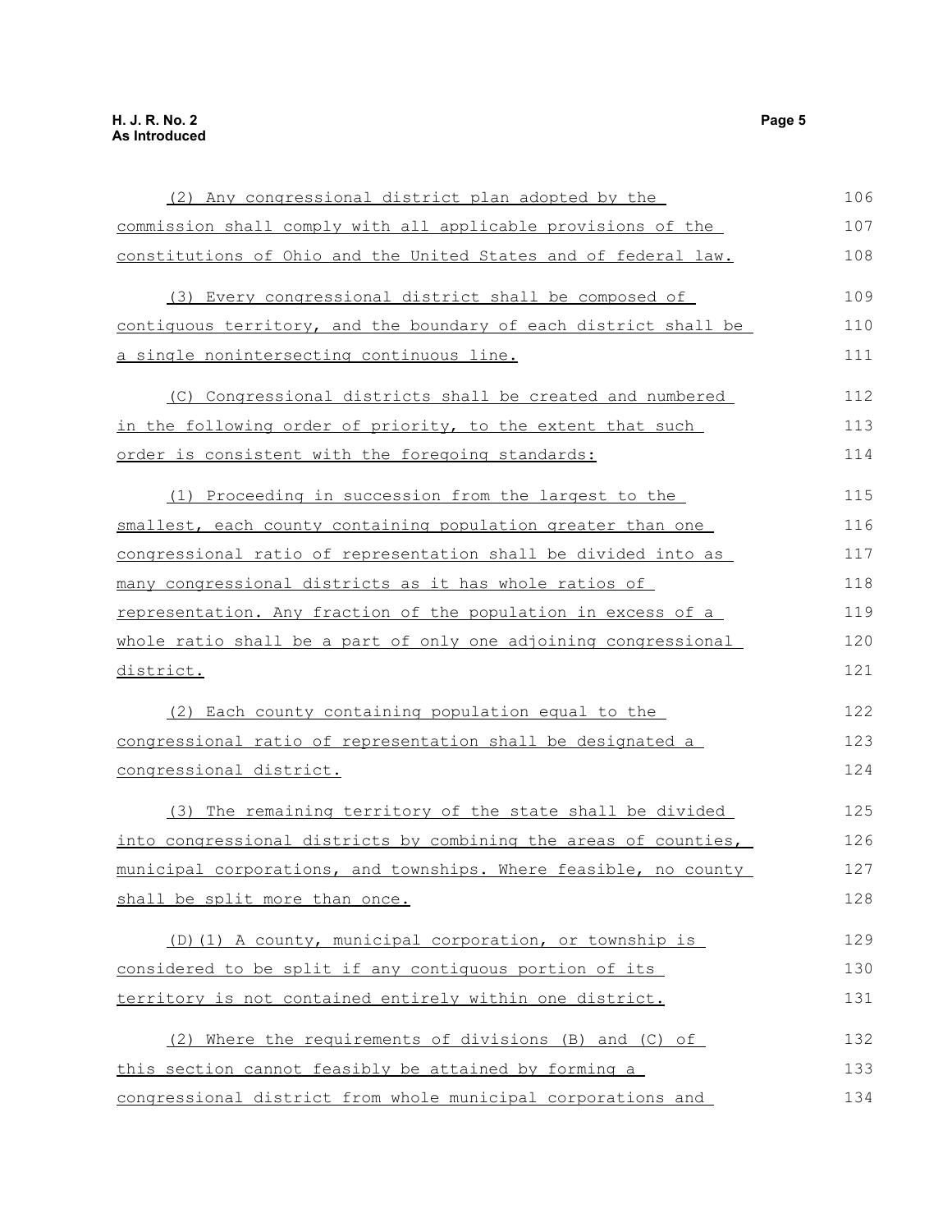(2) Any congressional district plan adopted by the commission shall comply with all applicable provisions of the constitutions of Ohio and the United States and of federal law.

(3) Every congressional district shall be composed of contiguous territory, and the boundary of each district shall be a single nonintersecting continuous line.

(C) Congressional districts shall be created and numbered in the following order of priority, to the extent that such order is consistent with the foregoing standards:

(1) Proceeding in succession from the largest to the smallest, each county containing population greater than one congressional ratio of representation shall be divided into as many congressional districts as it has whole ratios of representation. Any fraction of the population in excess of a whole ratio shall be a part of only one adjoining congressional district.

(2) Each county containing population equal to the congressional ratio of representation shall be designated a congressional district.

(3) The remaining territory of the state shall be divided into congressional districts by combining the areas of counties, municipal corporations, and townships. Where feasible, no county shall be split more than once.

(D)(1) A county, municipal corporation, or township is considered to be split if any contiguous portion of its territory is not contained entirely within one district.

(2) Where the requirements of divisions (B) and (C) of this section cannot feasibly be attained by forming a congressional district from whole municipal corporations and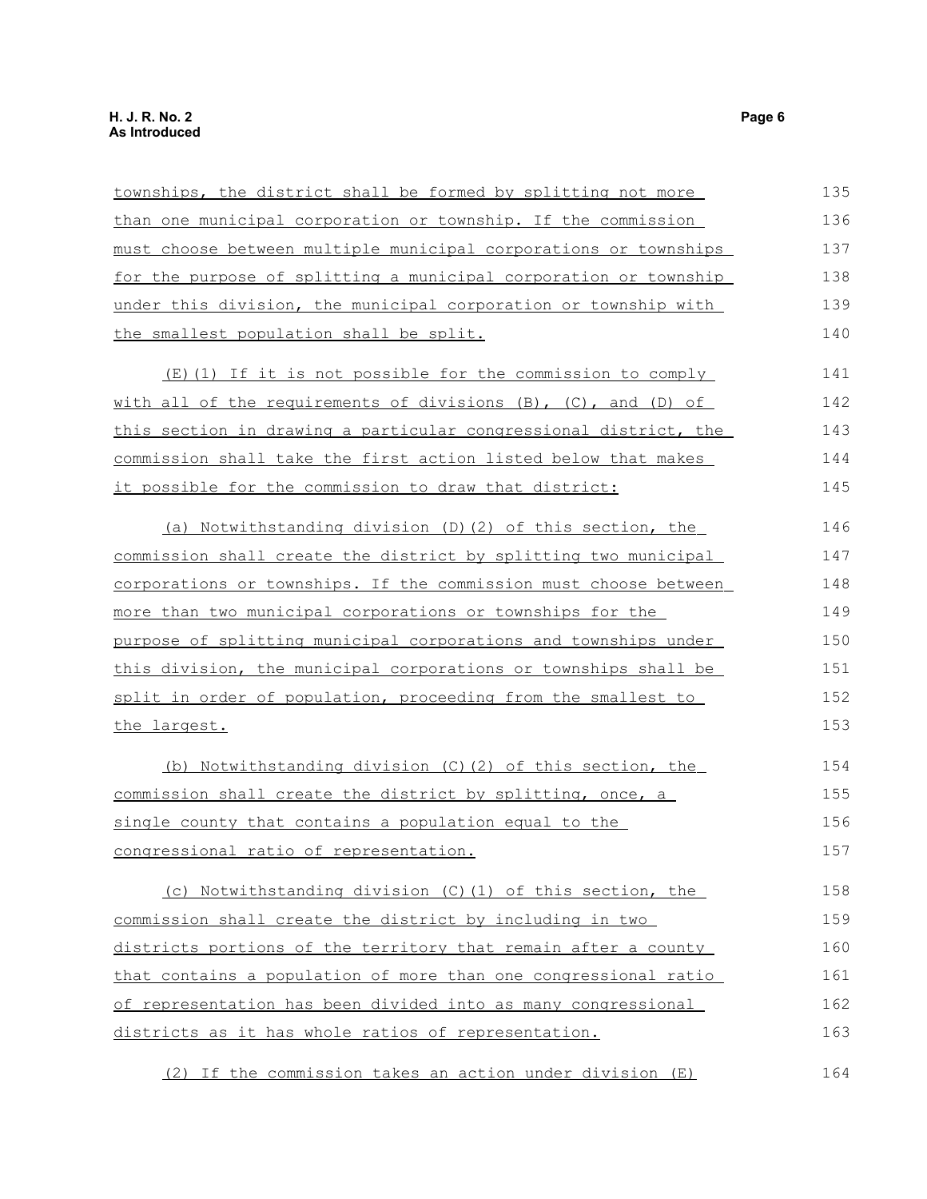townships, the district shall be formed by splitting not more than one municipal corporation or township. If the commission must choose between multiple municipal corporations or townships for the purpose of splitting a municipal corporation or township under this division, the municipal corporation or township with the smallest population shall be split.

(E)(1) If it is not possible for the commission to comply with all of the requirements of divisions (B), (C), and (D) of this section in drawing a particular congressional district, the commission shall take the first action listed below that makes it possible for the commission to draw that district:

(a) Notwithstanding division (D)(2) of this section, the commission shall create the district by splitting two municipal corporations or townships. If the commission must choose between more than two municipal corporations or townships for the purpose of splitting municipal corporations and townships under this division, the municipal corporations or townships shall be split in order of population, proceeding from the smallest to the largest.

(b) Notwithstanding division (C)(2) of this section, the commission shall create the district by splitting, once, a single county that contains a population equal to the congressional ratio of representation.

(c) Notwithstanding division (C)(1) of this section, the commission shall create the district by including in two districts portions of the territory that remain after a county that contains a population of more than one congressional ratio of representation has been divided into as many congressional districts as it has whole ratios of representation.

(2) If the commission takes an action under division (E)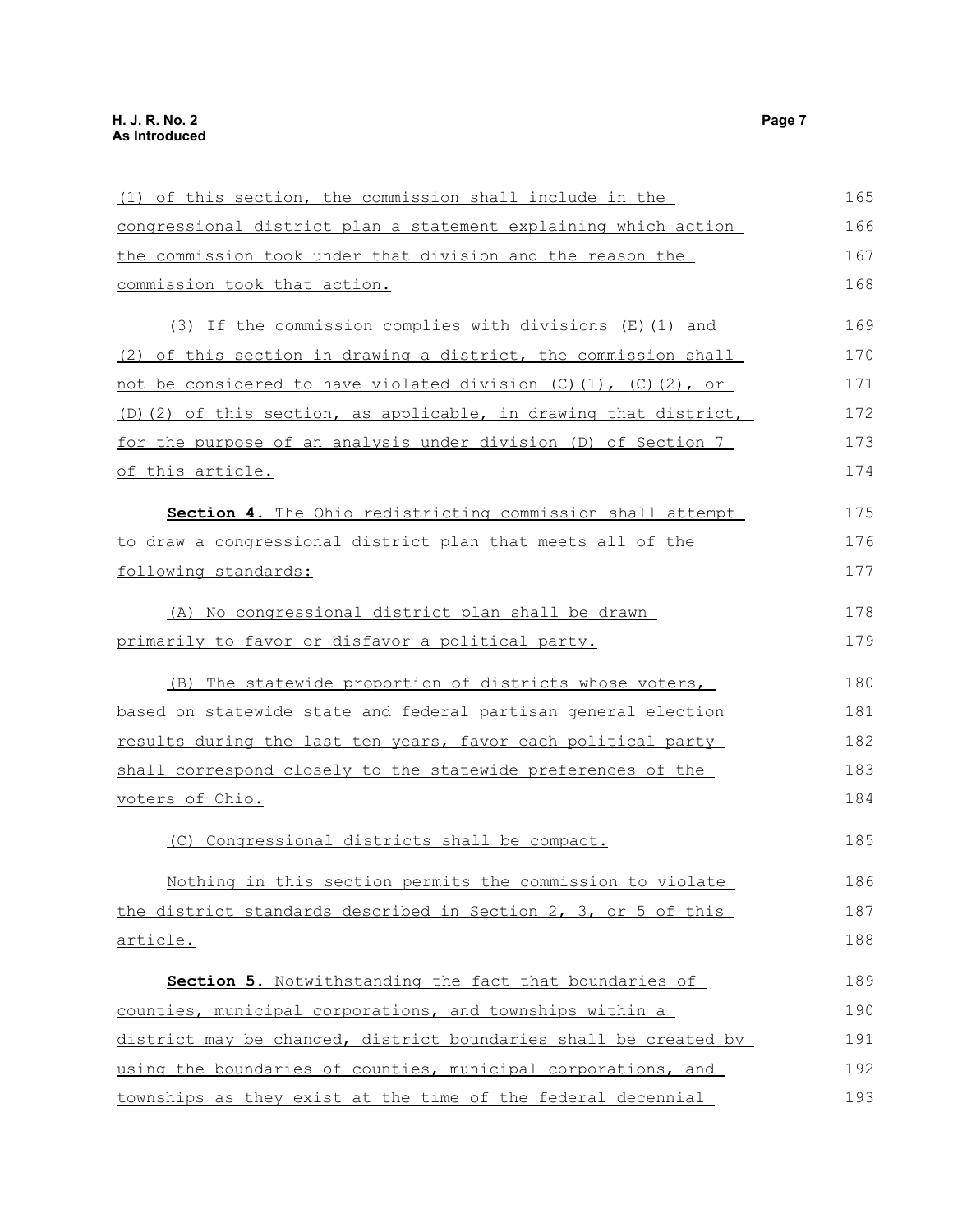(1) of this section, the commission shall include in the congressional district plan a statement explaining which action the commission took under that division and the reason the commission took that action.

(3) If the commission complies with divisions (E)(1) and (2) of this section in drawing a district, the commission shall not be considered to have violated division (C)(1), (C)(2), or (D)(2) of this section, as applicable, in drawing that district, for the purpose of an analysis under division (D) of Section 7 of this article.

**Section 4.** The Ohio redistricting commission shall attempt to draw a congressional district plan that meets all of the following standards:

(A) No congressional district plan shall be drawn primarily to favor or disfavor a political party.

(B) The statewide proportion of districts whose voters, based on statewide state and federal partisan general election results during the last ten years, favor each political party shall correspond closely to the statewide preferences of the voters of Ohio.

(C) Congressional districts shall be compact.

Nothing in this section permits the commission to violate the district standards described in Section 2, 3, or 5 of this article.

**Section 5.** Notwithstanding the fact that boundaries of counties, municipal corporations, and townships within a district may be changed, district boundaries shall be created by using the boundaries of counties, municipal corporations, and townships as they exist at the time of the federal decennial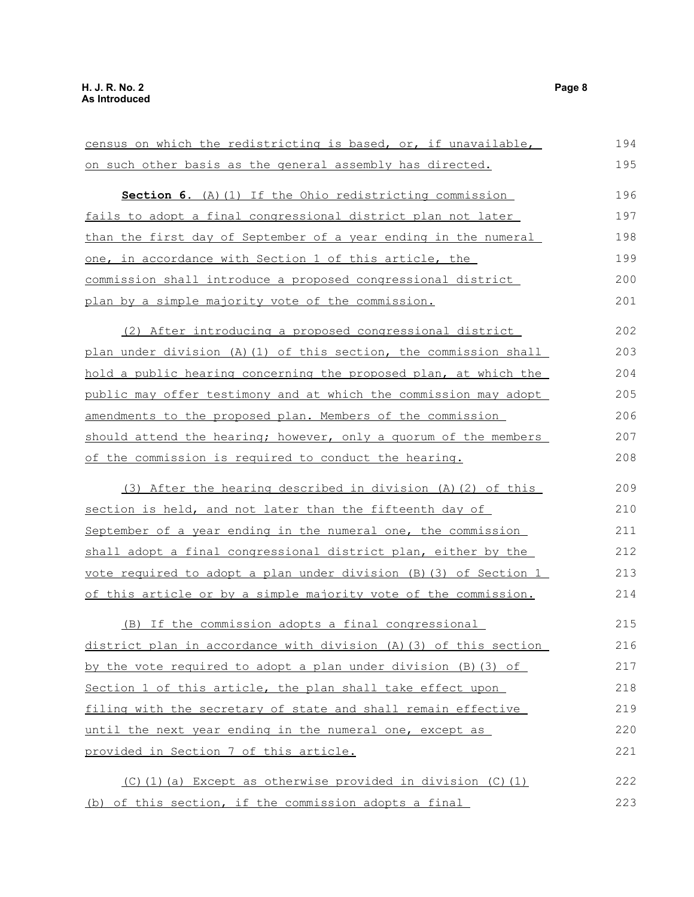census on which the redistricting is based, or, if unavailable, on such other basis as the general assembly has directed.

**Section 6.** (A)(1) If the Ohio redistricting commission fails to adopt a final congressional district plan not later than the first day of September of a year ending in the numeral one, in accordance with Section 1 of this article, the commission shall introduce a proposed congressional district plan by a simple majority vote of the commission.

(2) After introducing a proposed congressional district plan under division (A)(1) of this section, the commission shall hold a public hearing concerning the proposed plan, at which the public may offer testimony and at which the commission may adopt amendments to the proposed plan. Members of the commission should attend the hearing; however, only a quorum of the members of the commission is required to conduct the hearing.

(3) After the hearing described in division (A)(2) of this section is held, and not later than the fifteenth day of September of a year ending in the numeral one, the commission shall adopt a final congressional district plan, either by the vote required to adopt a plan under division (B)(3) of Section 1 of this article or by a simple majority vote of the commission.

(B) If the commission adopts a final congressional district plan in accordance with division (A)(3) of this section by the vote required to adopt a plan under division (B)(3) of Section 1 of this article, the plan shall take effect upon filing with the secretary of state and shall remain effective until the next year ending in the numeral one, except as provided in Section 7 of this article.

(C)(1)(a) Except as otherwise provided in division (C)(1)(b) of this section, if the commission adopts a final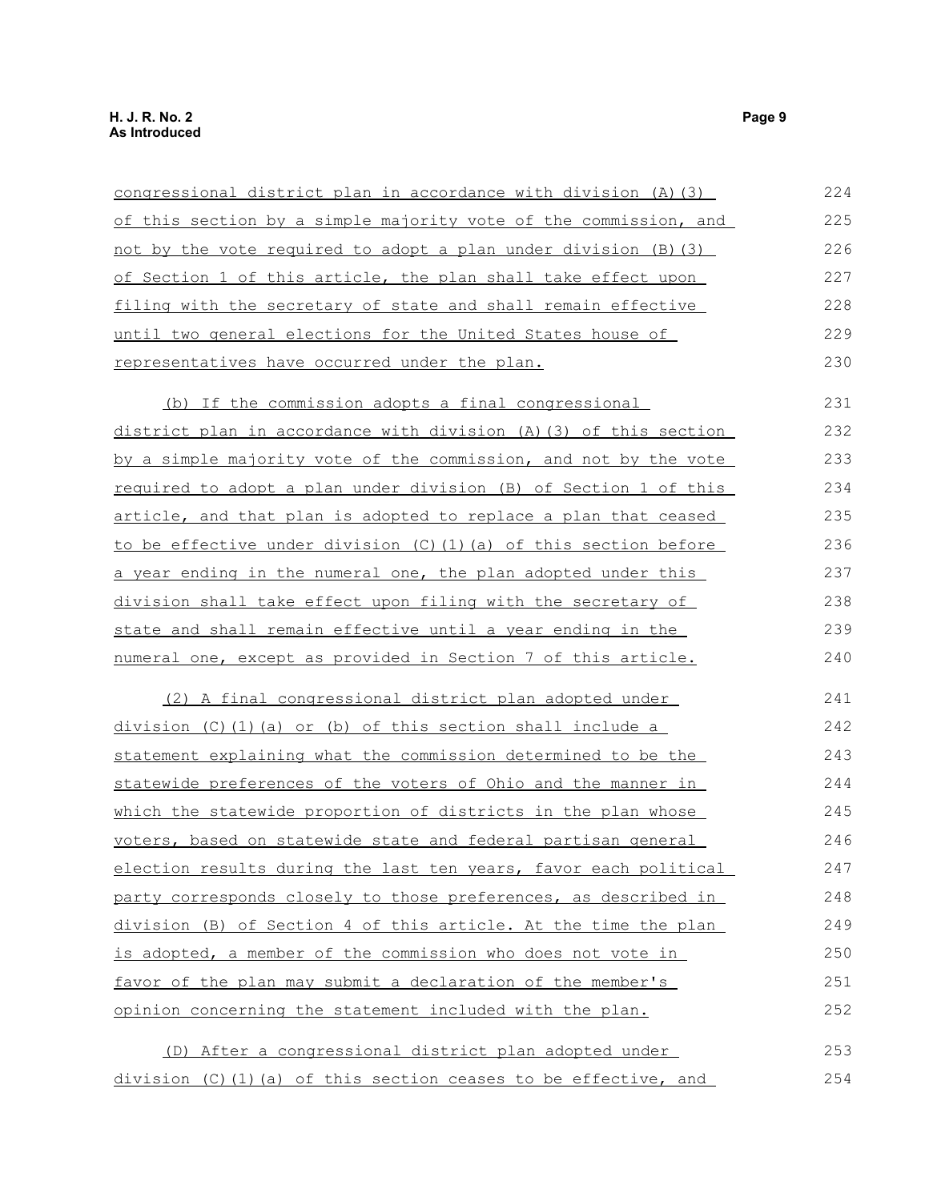congressional district plan in accordance with division (A)(3) of this section by a simple majority vote of the commission, and not by the vote required to adopt a plan under division (B)(3) of Section 1 of this article, the plan shall take effect upon filing with the secretary of state and shall remain effective until two general elections for the United States house of representatives have occurred under the plan.

(b) If the commission adopts a final congressional district plan in accordance with division (A)(3) of this section by a simple majority vote of the commission, and not by the vote required to adopt a plan under division (B) of Section 1 of this article, and that plan is adopted to replace a plan that ceased to be effective under division (C)(1)(a) of this section before a year ending in the numeral one, the plan adopted under this division shall take effect upon filing with the secretary of state and shall remain effective until a year ending in the numeral one, except as provided in Section 7 of this article.

(2) A final congressional district plan adopted under division (C)(1)(a) or (b) of this section shall include a statement explaining what the commission determined to be the statewide preferences of the voters of Ohio and the manner in which the statewide proportion of districts in the plan whose voters, based on statewide state and federal partisan general election results during the last ten years, favor each political party corresponds closely to those preferences, as described in division (B) of Section 4 of this article. At the time the plan is adopted, a member of the commission who does not vote in favor of the plan may submit a declaration of the member's opinion concerning the statement included with the plan.

(D) After a congressional district plan adopted under division (C)(1)(a) of this section ceases to be effective, and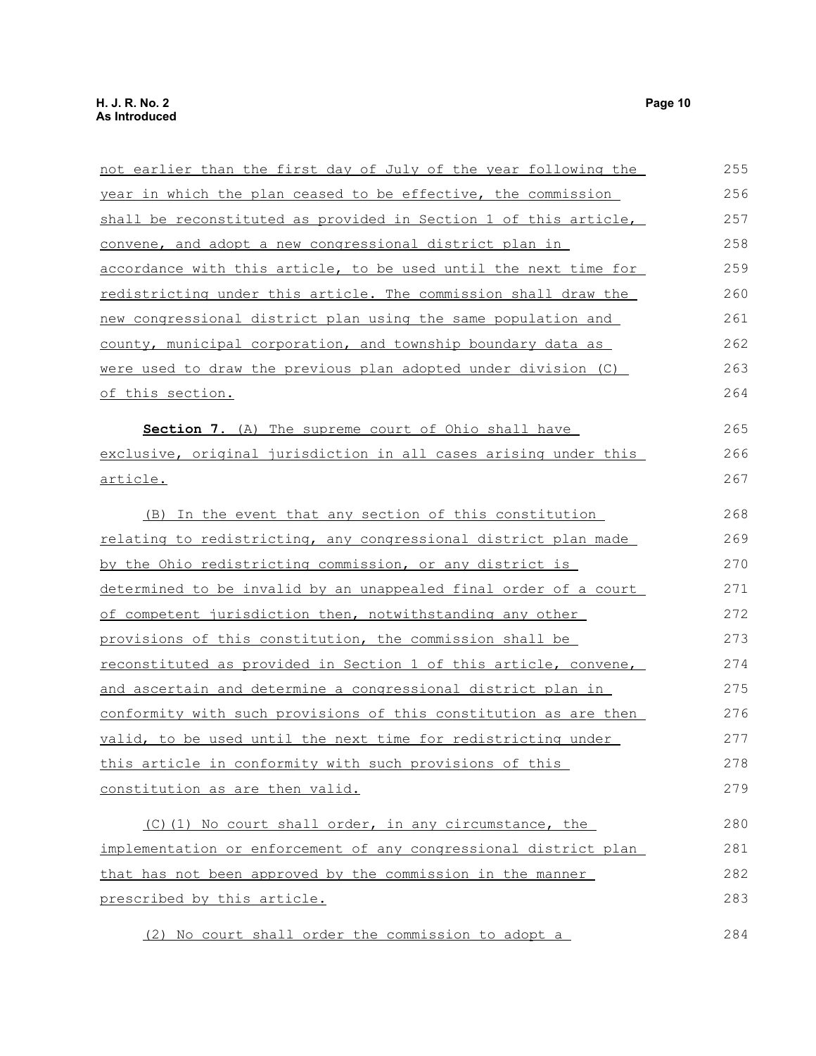not earlier than the first day of July of the year following the year in which the plan ceased to be effective, the commission shall be reconstituted as provided in Section 1 of this article, convene, and adopt a new congressional district plan in accordance with this article, to be used until the next time for redistricting under this article. The commission shall draw the new congressional district plan using the same population and county, municipal corporation, and township boundary data as were used to draw the previous plan adopted under division (C) of this section.

**Section 7.** (A) The supreme court of Ohio shall have exclusive, original jurisdiction in all cases arising under this article.

(B) In the event that any section of this constitution relating to redistricting, any congressional district plan made by the Ohio redistricting commission, or any district is determined to be invalid by an unappealed final order of a court of competent jurisdiction then, notwithstanding any other provisions of this constitution, the commission shall be reconstituted as provided in Section 1 of this article, convene, and ascertain and determine a congressional district plan in conformity with such provisions of this constitution as are then valid, to be used until the next time for redistricting under this article in conformity with such provisions of this constitution as are then valid.

(C)(1) No court shall order, in any circumstance, the implementation or enforcement of any congressional district plan that has not been approved by the commission in the manner prescribed by this article.

(2) No court shall order the commission to adopt a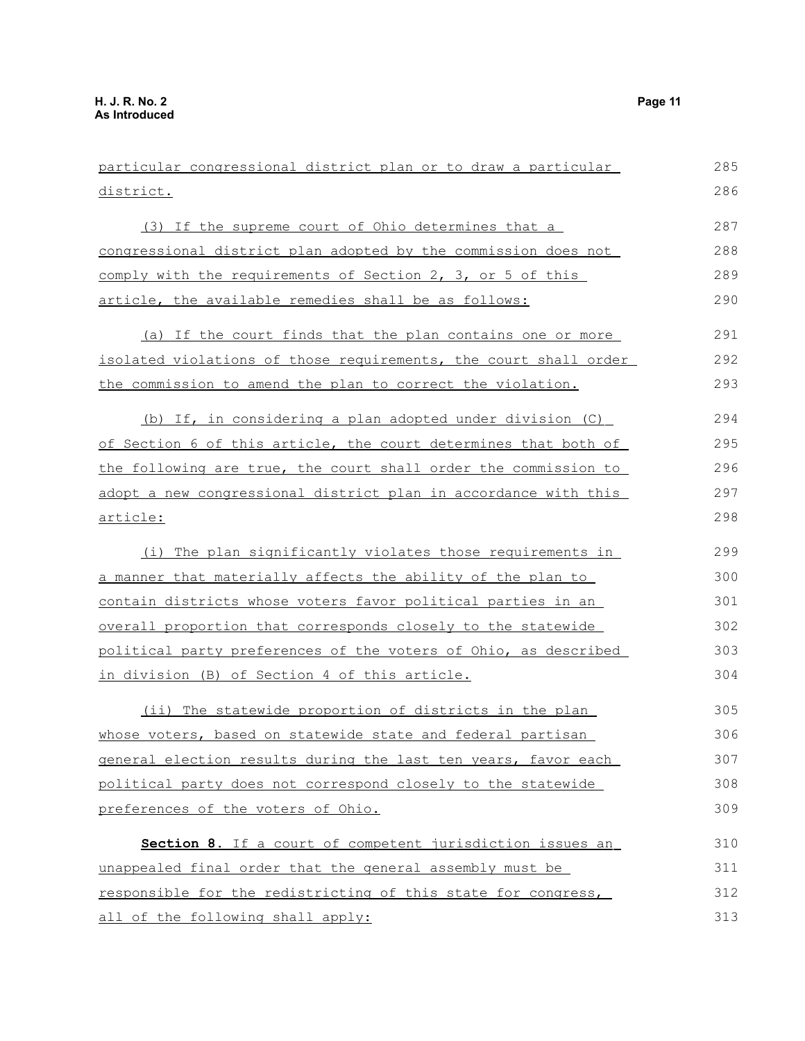particular congressional district plan or to draw a particular district.

(3) If the supreme court of Ohio determines that a congressional district plan adopted by the commission does not comply with the requirements of Section 2, 3, or 5 of this article, the available remedies shall be as follows:

(a) If the court finds that the plan contains one or more isolated violations of those requirements, the court shall order the commission to amend the plan to correct the violation.

(b) If, in considering a plan adopted under division (C) of Section 6 of this article, the court determines that both of the following are true, the court shall order the commission to adopt a new congressional district plan in accordance with this article:

(i) The plan significantly violates those requirements in a manner that materially affects the ability of the plan to contain districts whose voters favor political parties in an overall proportion that corresponds closely to the statewide political party preferences of the voters of Ohio, as described in division (B) of Section 4 of this article.

(ii) The statewide proportion of districts in the plan whose voters, based on statewide state and federal partisan general election results during the last ten years, favor each political party does not correspond closely to the statewide preferences of the voters of Ohio.

**Section 8.** If a court of competent jurisdiction issues an unappealed final order that the general assembly must be responsible for the redistricting of this state for congress, all of the following shall apply: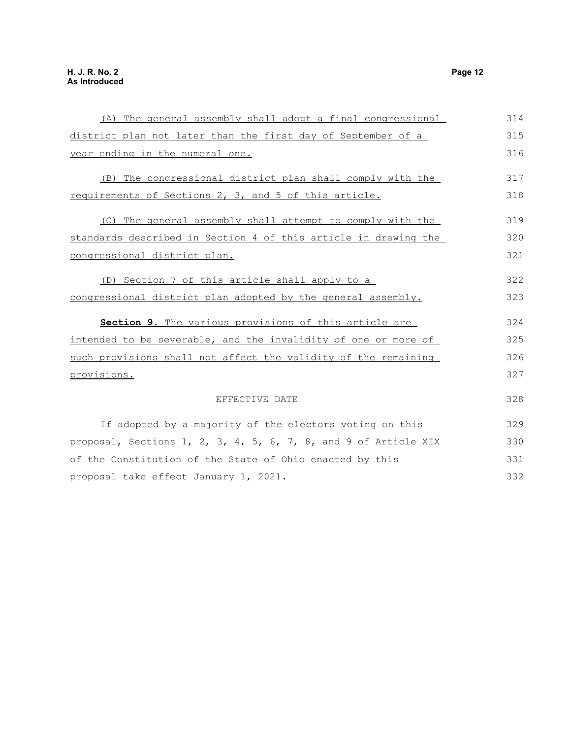(A) The general assembly shall adopt a final congressional district plan not later than the first day of September of a year ending in the numeral one.

(B) The congressional district plan shall comply with the requirements of Sections 2, 3, and 5 of this article.

(C) The general assembly shall attempt to comply with the standards described in Section 4 of this article in drawing the congressional district plan.

(D) Section 7 of this article shall apply to a congressional district plan adopted by the general assembly.

**Section 9.** The various provisions of this article are intended to be severable, and the invalidity of one or more of such provisions shall not affect the validity of the remaining provisions.

EFFECTIVE DATE

If adopted by a majority of the electors voting on this proposal, Sections 1, 2, 3, 4, 5, 6, 7, 8, and 9 of Article XIX of the Constitution of the State of Ohio enacted by this proposal take effect January 1, 2021.